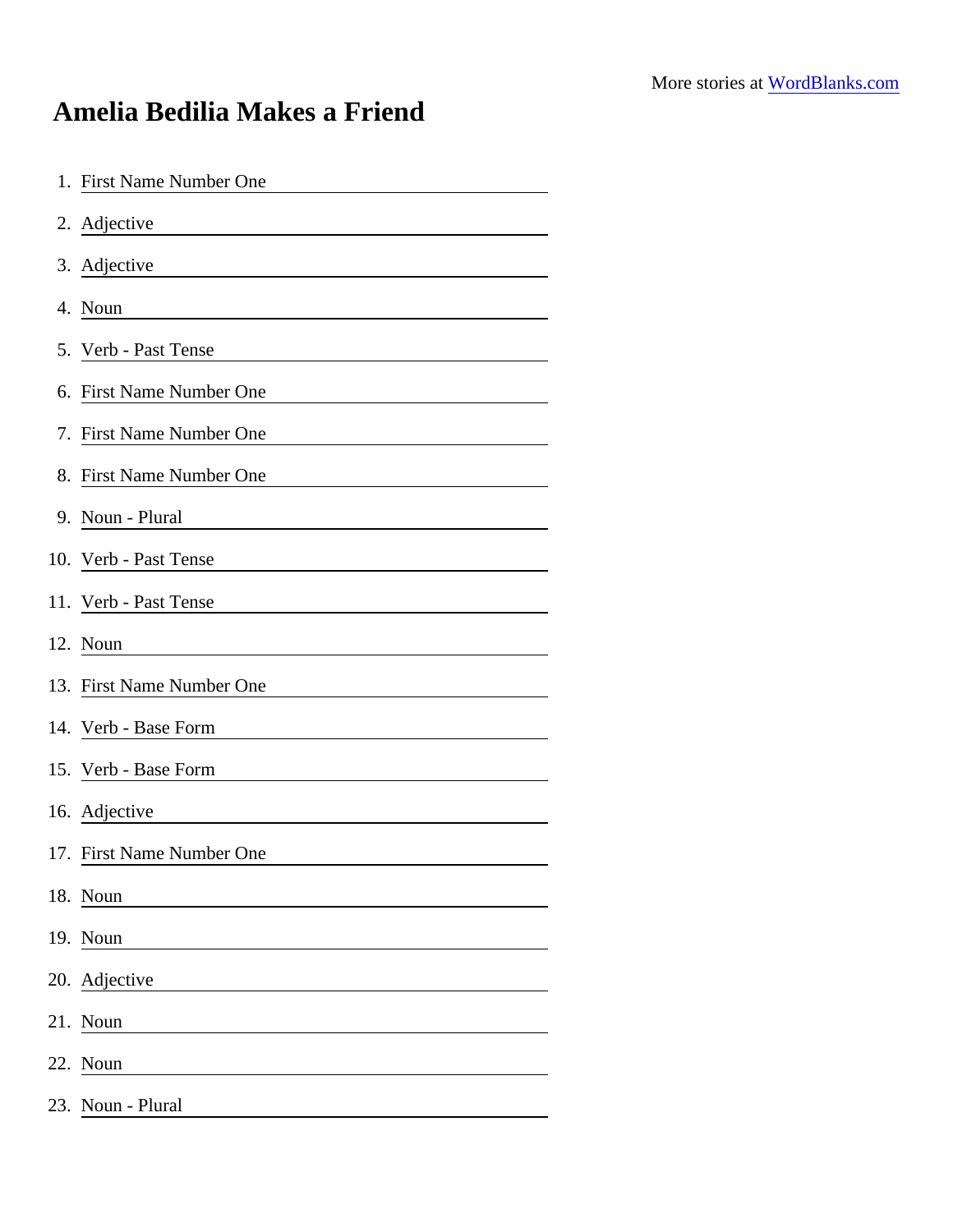More stories at [WordBlanks.com](https://wordblanks.com)

# Amelia Bedilia Makes a Friend

1. First Name Number One \_\_\_\_\_\_\_\_\_\_\_\_\_\_\_\_\_\_\_\_
2. Adjective \_\_\_\_\_\_\_\_\_\_\_\_\_\_\_\_\_\_\_\_
3. Adjective \_\_\_\_\_\_\_\_\_\_\_\_\_\_\_\_\_\_\_\_
4. Noun \_\_\_\_\_\_\_\_\_\_\_\_\_\_\_\_\_\_\_\_
5. Verb - Past Tense \_\_\_\_\_\_\_\_\_\_\_\_\_\_\_\_\_\_\_\_
6. First Name Number One \_\_\_\_\_\_\_\_\_\_\_\_\_\_\_\_\_\_\_\_
7. First Name Number One \_\_\_\_\_\_\_\_\_\_\_\_\_\_\_\_\_\_\_\_
8. First Name Number One \_\_\_\_\_\_\_\_\_\_\_\_\_\_\_\_\_\_\_\_
9. Noun - Plural \_\_\_\_\_\_\_\_\_\_\_\_\_\_\_\_\_\_\_\_
10. Verb - Past Tense \_\_\_\_\_\_\_\_\_\_\_\_\_\_\_\_\_\_\_\_
11. Verb - Past Tense \_\_\_\_\_\_\_\_\_\_\_\_\_\_\_\_\_\_\_\_
12. Noun \_\_\_\_\_\_\_\_\_\_\_\_\_\_\_\_\_\_\_\_
13. First Name Number One \_\_\_\_\_\_\_\_\_\_\_\_\_\_\_\_\_\_\_\_
14. Verb - Base Form \_\_\_\_\_\_\_\_\_\_\_\_\_\_\_\_\_\_\_\_
15. Verb - Base Form \_\_\_\_\_\_\_\_\_\_\_\_\_\_\_\_\_\_\_\_
16. Adjective \_\_\_\_\_\_\_\_\_\_\_\_\_\_\_\_\_\_\_\_
17. First Name Number One \_\_\_\_\_\_\_\_\_\_\_\_\_\_\_\_\_\_\_\_
18. Noun \_\_\_\_\_\_\_\_\_\_\_\_\_\_\_\_\_\_\_\_
19. Noun \_\_\_\_\_\_\_\_\_\_\_\_\_\_\_\_\_\_\_\_
20. Adjective \_\_\_\_\_\_\_\_\_\_\_\_\_\_\_\_\_\_\_\_
21. Noun \_\_\_\_\_\_\_\_\_\_\_\_\_\_\_\_\_\_\_\_
22. Noun \_\_\_\_\_\_\_\_\_\_\_\_\_\_\_\_\_\_\_\_
23. Noun - Plural \_\_\_\_\_\_\_\_\_\_\_\_\_\_\_\_\_\_\_\_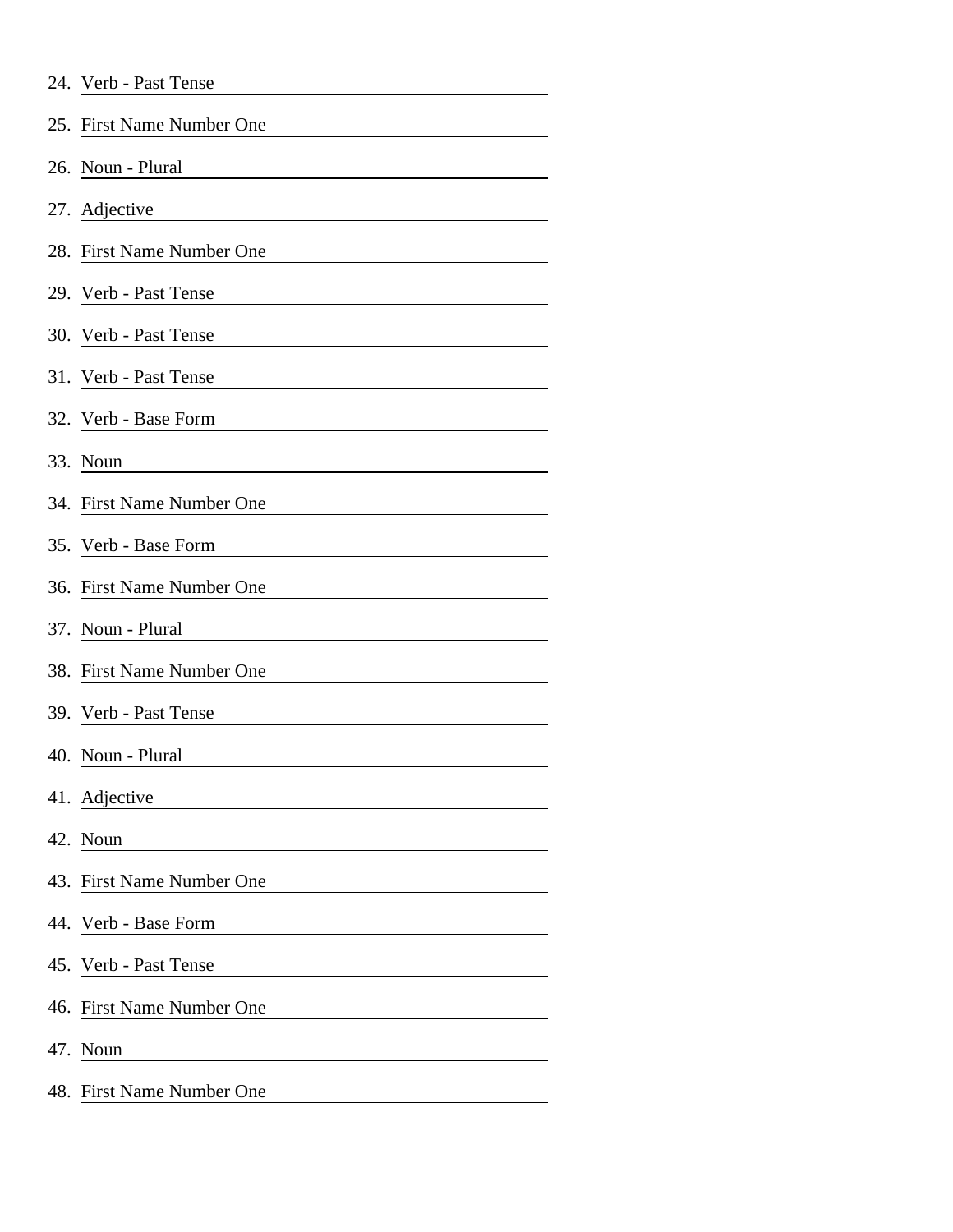24. Verb - Past Tense ______________________
25. First Name Number One ______________________
26. Noun - Plural ______________________
27. Adjective ______________________
28. First Name Number One ______________________
29. Verb - Past Tense ______________________
30. Verb - Past Tense ______________________
31. Verb - Past Tense ______________________
32. Verb - Base Form ______________________
33. Noun ______________________
34. First Name Number One ______________________
35. Verb - Base Form ______________________
36. First Name Number One ______________________
37. Noun - Plural ______________________
38. First Name Number One ______________________
39. Verb - Past Tense ______________________
40. Noun - Plural ______________________
41. Adjective ______________________
42. Noun ______________________
43. First Name Number One ______________________
44. Verb - Base Form ______________________
45. Verb - Past Tense ______________________
46. First Name Number One ______________________
47. Noun ______________________
48. First Name Number One ______________________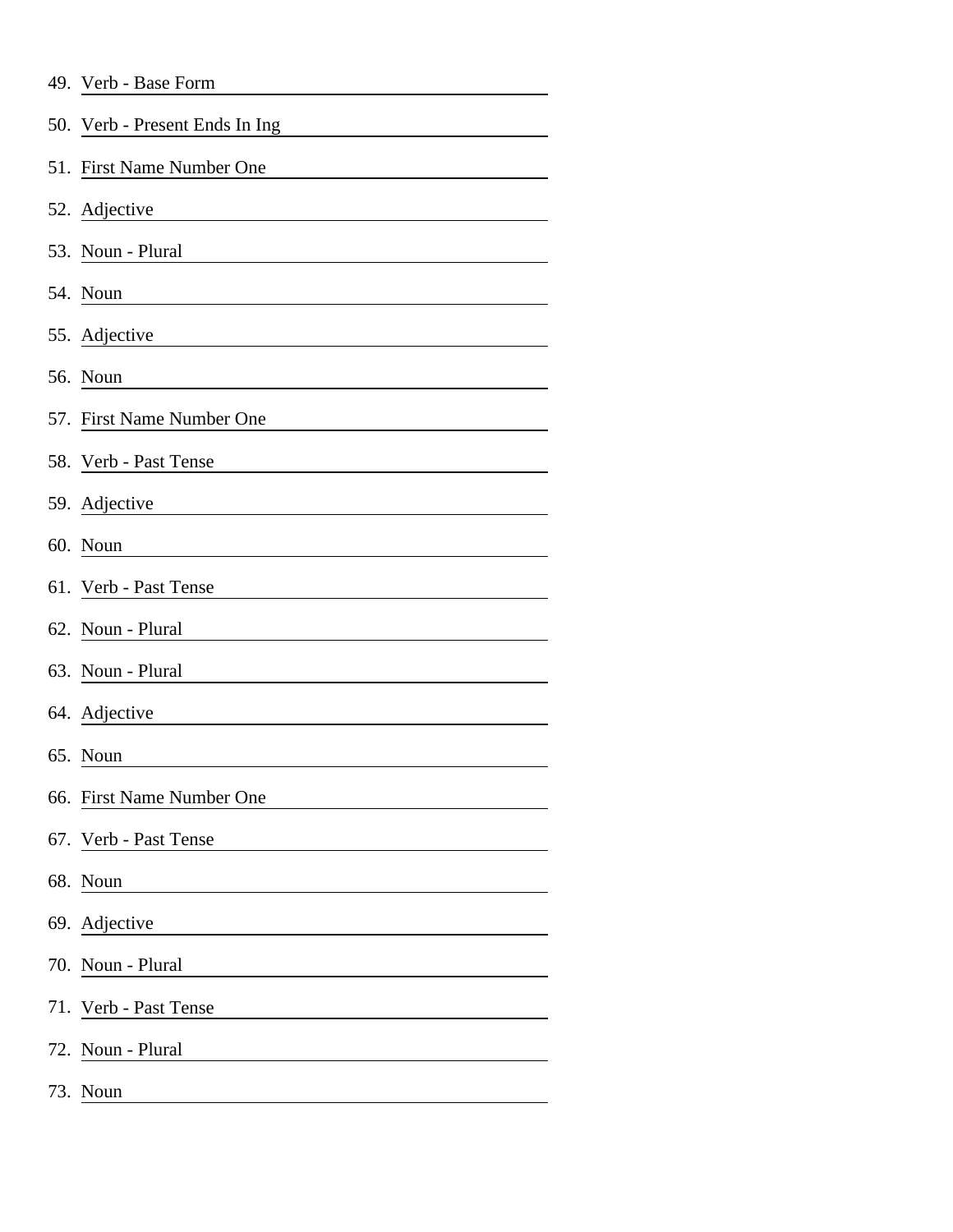49. Verb - Base Form ______________________

50. Verb - Present Ends In Ing ______________________

51. First Name Number One ______________________

52. Adjective ______________________

53. Noun - Plural ______________________

54. Noun ______________________

55. Adjective ______________________

56. Noun ______________________

57. First Name Number One ______________________

58. Verb - Past Tense ______________________

59. Adjective ______________________

60. Noun ______________________

61. Verb - Past Tense ______________________

62. Noun - Plural ______________________

63. Noun - Plural ______________________

64. Adjective ______________________

65. Noun ______________________

66. First Name Number One ______________________

67. Verb - Past Tense ______________________

68. Noun ______________________

69. Adjective ______________________

70. Noun - Plural ______________________

71. Verb - Past Tense ______________________

72. Noun - Plural ______________________

73. Noun ______________________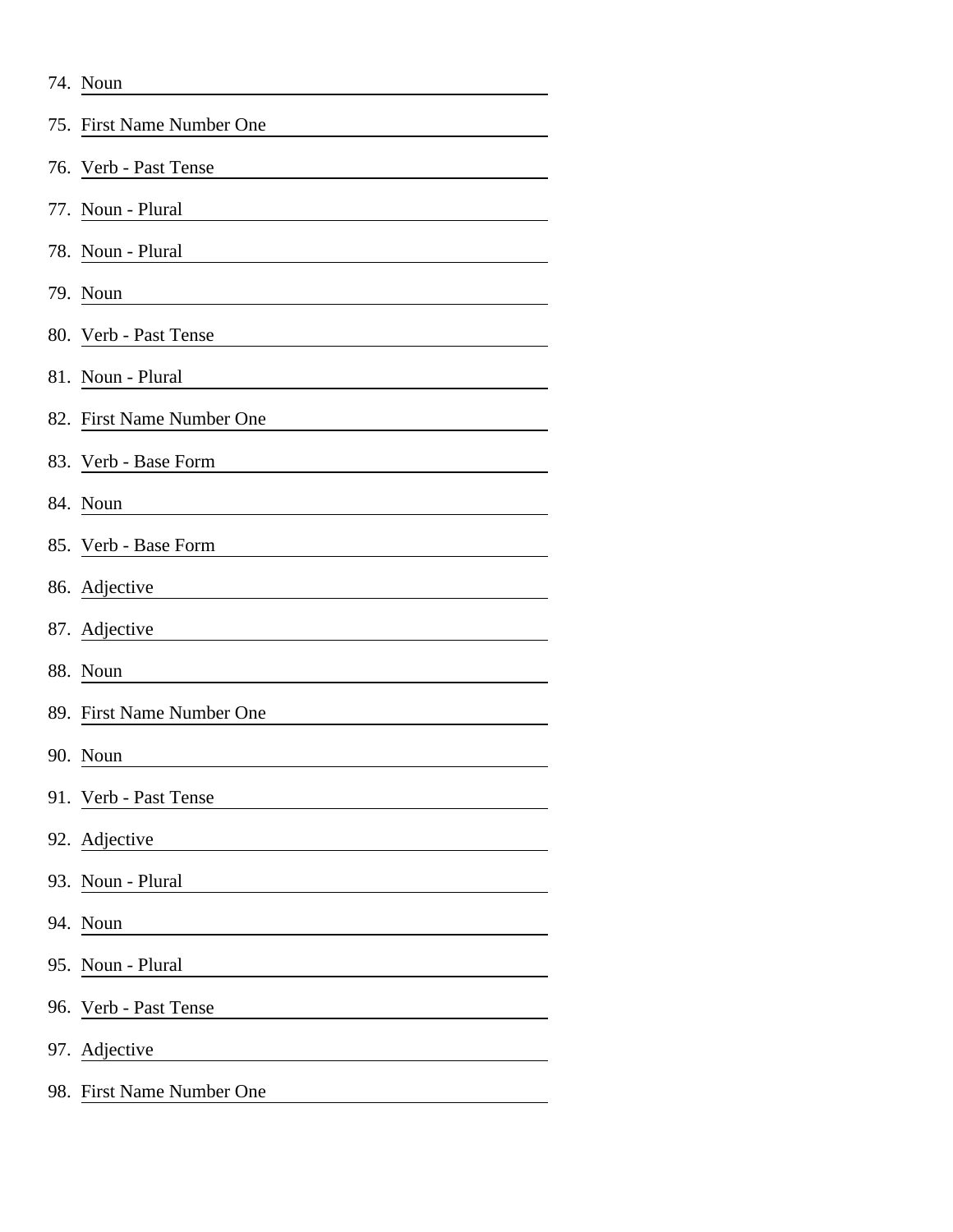74. Noun ______________________
75. First Name Number One ______________________
76. Verb - Past Tense ______________________
77. Noun - Plural ______________________
78. Noun - Plural ______________________
79. Noun ______________________
80. Verb - Past Tense ______________________
81. Noun - Plural ______________________
82. First Name Number One ______________________
83. Verb - Base Form ______________________
84. Noun ______________________
85. Verb - Base Form ______________________
86. Adjective ______________________
87. Adjective ______________________
88. Noun ______________________
89. First Name Number One ______________________
90. Noun ______________________
91. Verb - Past Tense ______________________
92. Adjective ______________________
93. Noun - Plural ______________________
94. Noun ______________________
95. Noun - Plural ______________________
96. Verb - Past Tense ______________________
97. Adjective ______________________
98. First Name Number One ______________________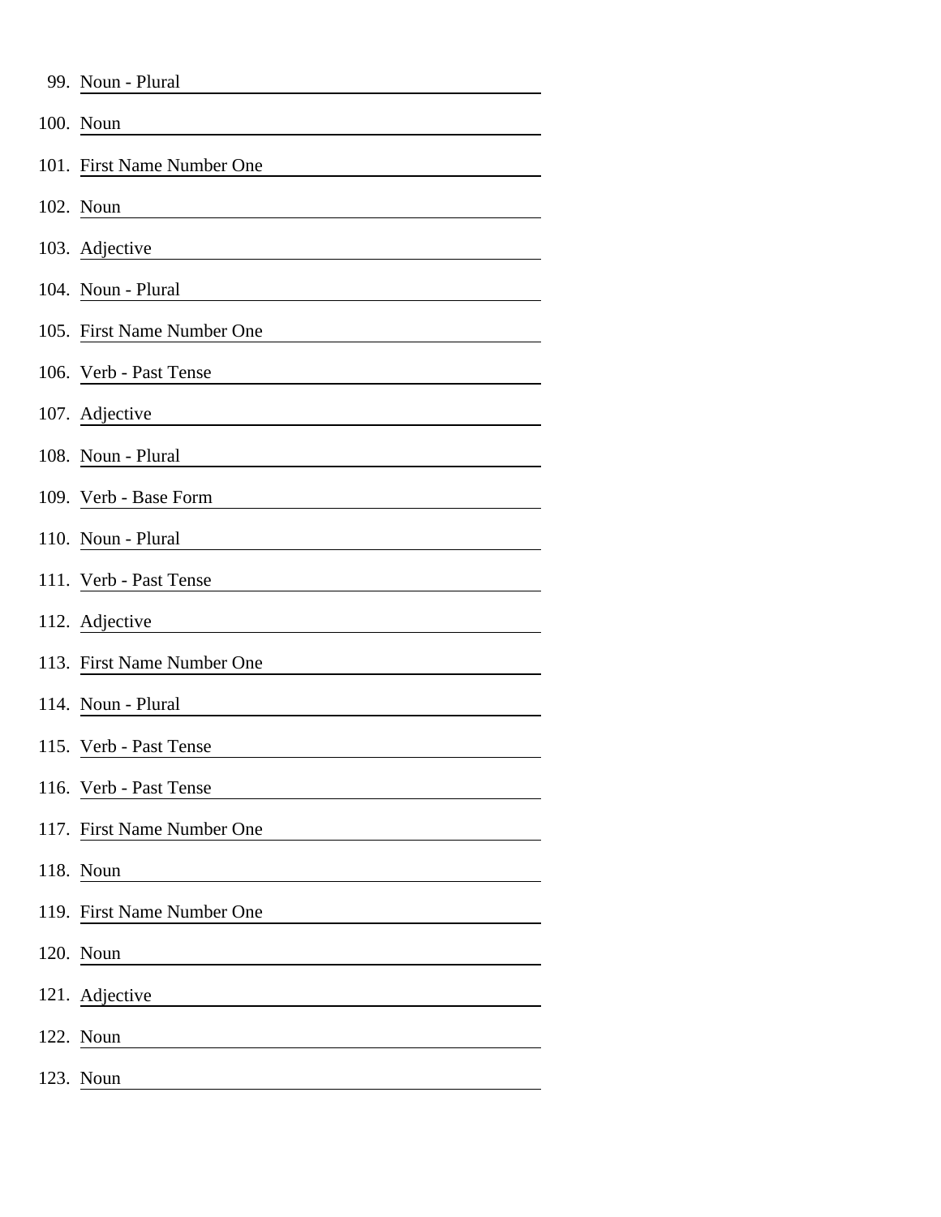99. Noun - Plural ____________________
100. Noun ____________________
101. First Name Number One ____________________
102. Noun ____________________
103. Adjective ____________________
104. Noun - Plural ____________________
105. First Name Number One ____________________
106. Verb - Past Tense ____________________
107. Adjective ____________________
108. Noun - Plural ____________________
109. Verb - Base Form ____________________
110. Noun - Plural ____________________
111. Verb - Past Tense ____________________
112. Adjective ____________________
113. First Name Number One ____________________
114. Noun - Plural ____________________
115. Verb - Past Tense ____________________
116. Verb - Past Tense ____________________
117. First Name Number One ____________________
118. Noun ____________________
119. First Name Number One ____________________
120. Noun ____________________
121. Adjective ____________________
122. Noun ____________________
123. Noun ____________________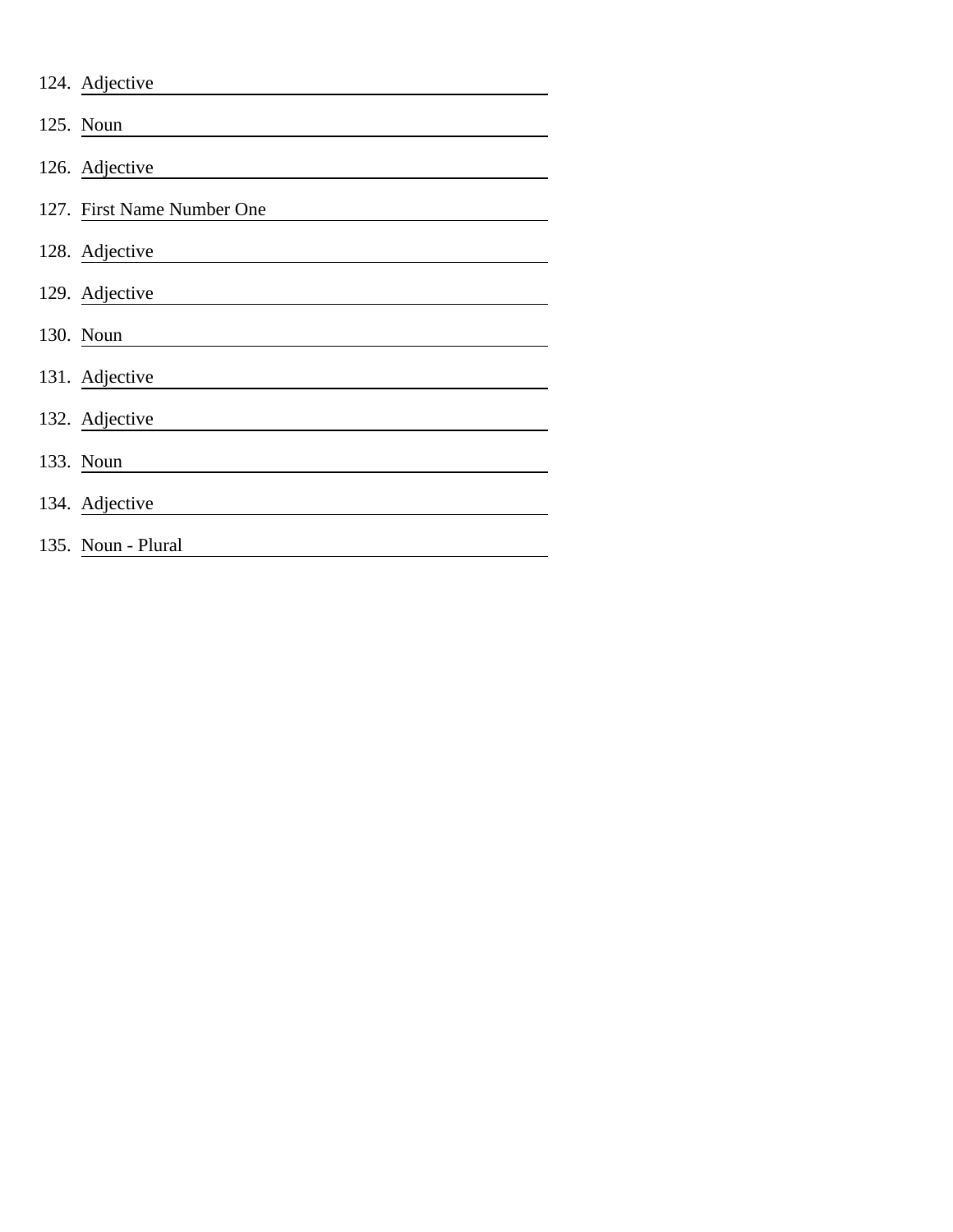124. Adjective \_\_\_\_\_\_\_\_\_\_\_\_\_\_\_\_\_\_\_\_\_\_\_\_\_\_\_\_\_\_\_\_\_\_\_\_\_\_\_\_

125. Noun \_\_\_\_\_\_\_\_\_\_\_\_\_\_\_\_\_\_\_\_\_\_\_\_\_\_\_\_\_\_\_\_\_\_\_\_\_\_\_\_

126. Adjective \_\_\_\_\_\_\_\_\_\_\_\_\_\_\_\_\_\_\_\_\_\_\_\_\_\_\_\_\_\_\_\_\_\_\_\_\_\_\_\_

127. First Name Number One \_\_\_\_\_\_\_\_\_\_\_\_\_\_\_\_\_\_\_\_\_\_\_\_\_\_\_\_

128. Adjective \_\_\_\_\_\_\_\_\_\_\_\_\_\_\_\_\_\_\_\_\_\_\_\_\_\_\_\_\_\_\_\_\_\_\_\_\_\_\_\_

129. Adjective \_\_\_\_\_\_\_\_\_\_\_\_\_\_\_\_\_\_\_\_\_\_\_\_\_\_\_\_\_\_\_\_\_\_\_\_\_\_\_\_

130. Noun \_\_\_\_\_\_\_\_\_\_\_\_\_\_\_\_\_\_\_\_\_\_\_\_\_\_\_\_\_\_\_\_\_\_\_\_\_\_\_\_

131. Adjective \_\_\_\_\_\_\_\_\_\_\_\_\_\_\_\_\_\_\_\_\_\_\_\_\_\_\_\_\_\_\_\_\_\_\_\_\_\_\_\_

132. Adjective \_\_\_\_\_\_\_\_\_\_\_\_\_\_\_\_\_\_\_\_\_\_\_\_\_\_\_\_\_\_\_\_\_\_\_\_\_\_\_\_

133. Noun \_\_\_\_\_\_\_\_\_\_\_\_\_\_\_\_\_\_\_\_\_\_\_\_\_\_\_\_\_\_\_\_\_\_\_\_\_\_\_\_

134. Adjective \_\_\_\_\_\_\_\_\_\_\_\_\_\_\_\_\_\_\_\_\_\_\_\_\_\_\_\_\_\_\_\_\_\_\_\_\_\_\_\_

135. Noun - Plural \_\_\_\_\_\_\_\_\_\_\_\_\_\_\_\_\_\_\_\_\_\_\_\_\_\_\_\_\_\_\_\_\_\_\_\_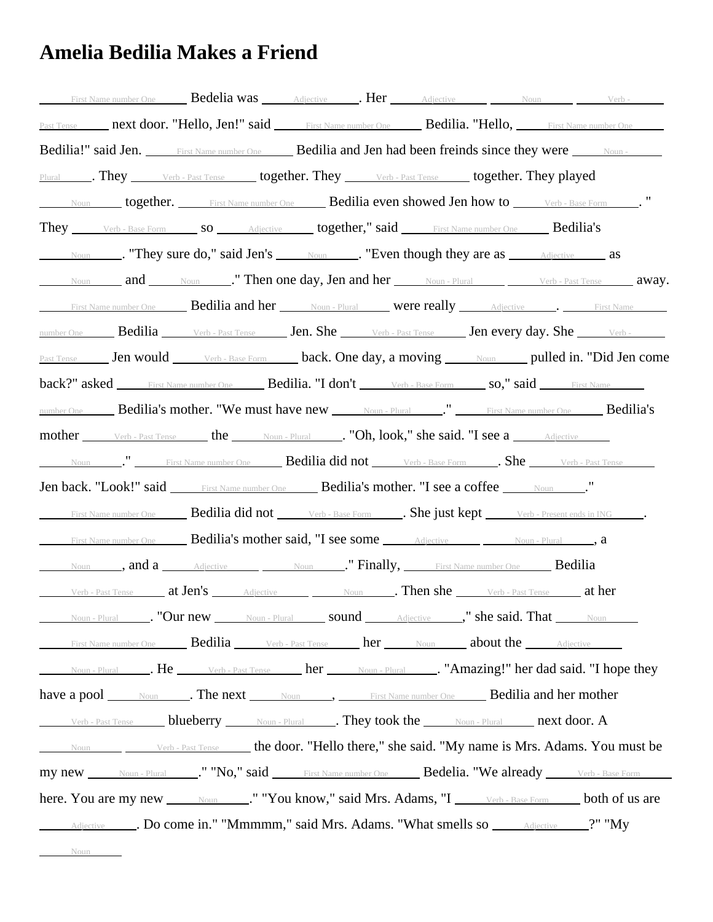# Amelia Bedilia Makes a Friend

\_\_\_First Name number One\_\_\_ Bedelia was \_\_\_Adjective\_\_\_. Her \_\_\_Adjective\_\_\_ \_\_\_Noun\_\_\_ \_\_\_Verb - Past Tense\_\_\_ next door. "Hello, Jen!" said \_\_\_First Name number One\_\_\_ Bedilia. "Hello, \_\_\_First Name number One\_\_\_ Bedilia!" said Jen. \_\_\_First Name number One\_\_\_ Bedilia and Jen had been freinds since they were \_\_\_Noun - Plural\_\_\_. They \_\_\_Verb - Past Tense\_\_\_ together. They \_\_\_Verb - Past Tense\_\_\_ together. They played \_\_\_Noun\_\_\_ together. \_\_\_First Name number One\_\_\_ Bedilia even showed Jen how to \_\_\_Verb - Base Form\_\_\_. " They \_\_\_Verb - Base Form\_\_\_ so \_\_\_Adjective\_\_\_ together," said \_\_\_First Name number One\_\_\_ Bedilia's \_\_\_Noun\_\_\_. "They sure do," said Jen's \_\_\_Noun\_\_\_. "Even though they are as \_\_\_Adjective\_\_\_ as \_\_\_Noun\_\_\_ and \_\_\_Noun\_\_\_." Then one day, Jen and her \_\_\_Noun - Plural\_\_\_ \_\_\_Verb - Past Tense\_\_\_ away. \_\_\_First Name number One\_\_\_ Bedilia and her \_\_\_Noun - Plural\_\_\_ were really \_\_\_Adjective\_\_\_. \_\_\_First Name number One\_\_\_ Bedilia \_\_\_Verb - Past Tense\_\_\_ Jen. She \_\_\_Verb - Past Tense\_\_\_ Jen every day. She \_\_\_Verb - Past Tense\_\_\_ Jen would \_\_\_Verb - Base Form\_\_\_ back. One day, a moving \_\_\_Noun\_\_\_ pulled in. "Did Jen come back?" asked \_\_\_First Name number One\_\_\_ Bedilia. "I don't \_\_\_Verb - Base Form\_\_\_ so," said \_\_\_First Name number One\_\_\_ Bedilia's mother. "We must have new \_\_\_Noun - Plural\_\_\_." \_\_\_First Name number One\_\_\_ Bedilia's mother \_\_\_Verb - Past Tense\_\_\_ the \_\_\_Noun - Plural\_\_\_. "Oh, look," she said. "I see a \_\_\_Adjective\_\_\_ \_\_\_Noun\_\_\_." \_\_\_First Name number One\_\_\_ Bedilia did not \_\_\_Verb - Base Form\_\_\_. She \_\_\_Verb - Past Tense\_\_\_ Jen back. "Look!" said \_\_\_First Name number One\_\_\_ Bedilia's mother. "I see a coffee \_\_\_Noun\_\_\_." \_\_\_First Name number One\_\_\_ Bedilia did not \_\_\_Verb - Base Form\_\_\_. She just kept \_\_\_Verb - Present ends in ING\_\_\_. \_\_\_First Name number One\_\_\_ Bedilia's mother said, "I see some \_\_\_Adjective\_\_\_ \_\_\_Noun - Plural\_\_\_, a \_\_\_Noun\_\_\_, and a \_\_\_Adjective\_\_\_ \_\_\_Noun\_\_\_." Finally, \_\_\_First Name number One\_\_\_ Bedilia \_\_\_Verb - Past Tense\_\_\_ at Jen's \_\_\_Adjective\_\_\_ \_\_\_Noun\_\_\_. Then she \_\_\_Verb - Past Tense\_\_\_ at her \_\_\_Noun - Plural\_\_\_. "Our new \_\_\_Noun - Plural\_\_\_ sound \_\_\_Adjective\_\_\_," she said. That \_\_\_Noun\_\_\_ \_\_\_First Name number One\_\_\_ Bedilia \_\_\_Verb - Past Tense\_\_\_ her \_\_\_Noun\_\_\_ about the \_\_\_Adjective\_\_\_ \_\_\_Noun - Plural\_\_\_. He \_\_\_Verb - Past Tense\_\_\_ her \_\_\_Noun - Plural\_\_\_. "Amazing!" her dad said. "I hope they have a pool \_\_\_Noun\_\_\_. The next \_\_\_Noun\_\_\_, \_\_\_First Name number One\_\_\_ Bedilia and her mother \_\_\_Verb - Past Tense\_\_\_ blueberry \_\_\_Noun - Plural\_\_\_. They took the \_\_\_Noun - Plural\_\_\_ next door. A \_\_\_Noun\_\_\_ \_\_\_Verb - Past Tense\_\_\_ the door. "Hello there," she said. "My name is Mrs. Adams. You must be my new \_\_\_Noun - Plural\_\_\_." "No," said \_\_\_First Name number One\_\_\_ Bedelia. "We already \_\_\_Verb - Base Form\_\_\_ here. You are my new \_\_\_Noun\_\_\_." "You know," said Mrs. Adams, "I \_\_\_Verb - Base Form\_\_\_ both of us are \_\_\_Adjective\_\_\_. Do come in." "Mmmmm," said Mrs. Adams. "What smells so \_\_\_Adjective\_\_\_?" "My \_\_\_Noun\_\_\_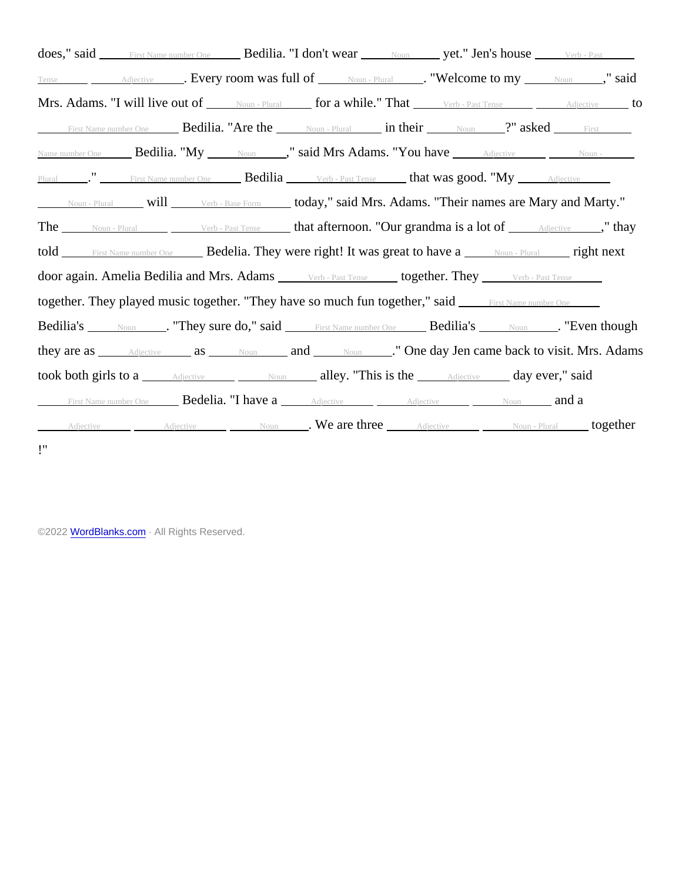does," said ___First Name number One___ Bedilia. "I don't wear ___Noun___ yet." Jen's house ___Verb - Past Tense___ ___Adjective___. Every room was full of ___Noun - Plural___. "Welcome to my ___Noun___," said Mrs. Adams. "I will live out of ___Noun - Plural___ for a while." That ___Verb - Past Tense___ ___Adjective___ to ___First Name number One___ Bedilia. "Are the ___Noun - Plural___ in their ___Noun___?" asked ___First Name number One___ Bedilia. "My ___Noun___," said Mrs Adams. "You have ___Adjective___ ___Noun - Plural___." ___First Name number One___ Bedilia ___Verb - Past Tense___ that was good. "My ___Adjective___ ___Noun - Plural___ will ___Verb - Base Form___ today," said Mrs. Adams. "Their names are Mary and Marty." The ___Noun - Plural___ ___Verb - Past Tense___ that afternoon. "Our grandma is a lot of ___Adjective___," thay told ___First Name number One___ Bedelia. They were right! It was great to have a ___Noun - Plural___ right next door again. Amelia Bedilia and Mrs. Adams ___Verb - Past Tense___ together. They ___Verb - Past Tense___ together. They played music together. "They have so much fun together," said ___First Name number One___ Bedilia's ___Noun___. "They sure do," said ___First Name number One___ Bedilia's ___Noun___. "Even though they are as ___Adjective___ as ___Noun___ and ___Noun___." One day Jen came back to visit. Mrs. Adams took both girls to a ___Adjective___ ___Noun___ alley. "This is the ___Adjective___ day ever," said ___First Name number One___ Bedelia. "I have a ___Adjective___ ___Adjective___ ___Noun___ and a ___Adjective___ ___Adjective___ ___Noun___. We are three ___Adjective___ ___Noun - Plural___ together !"

©2022 WordBlanks.com · All Rights Reserved.